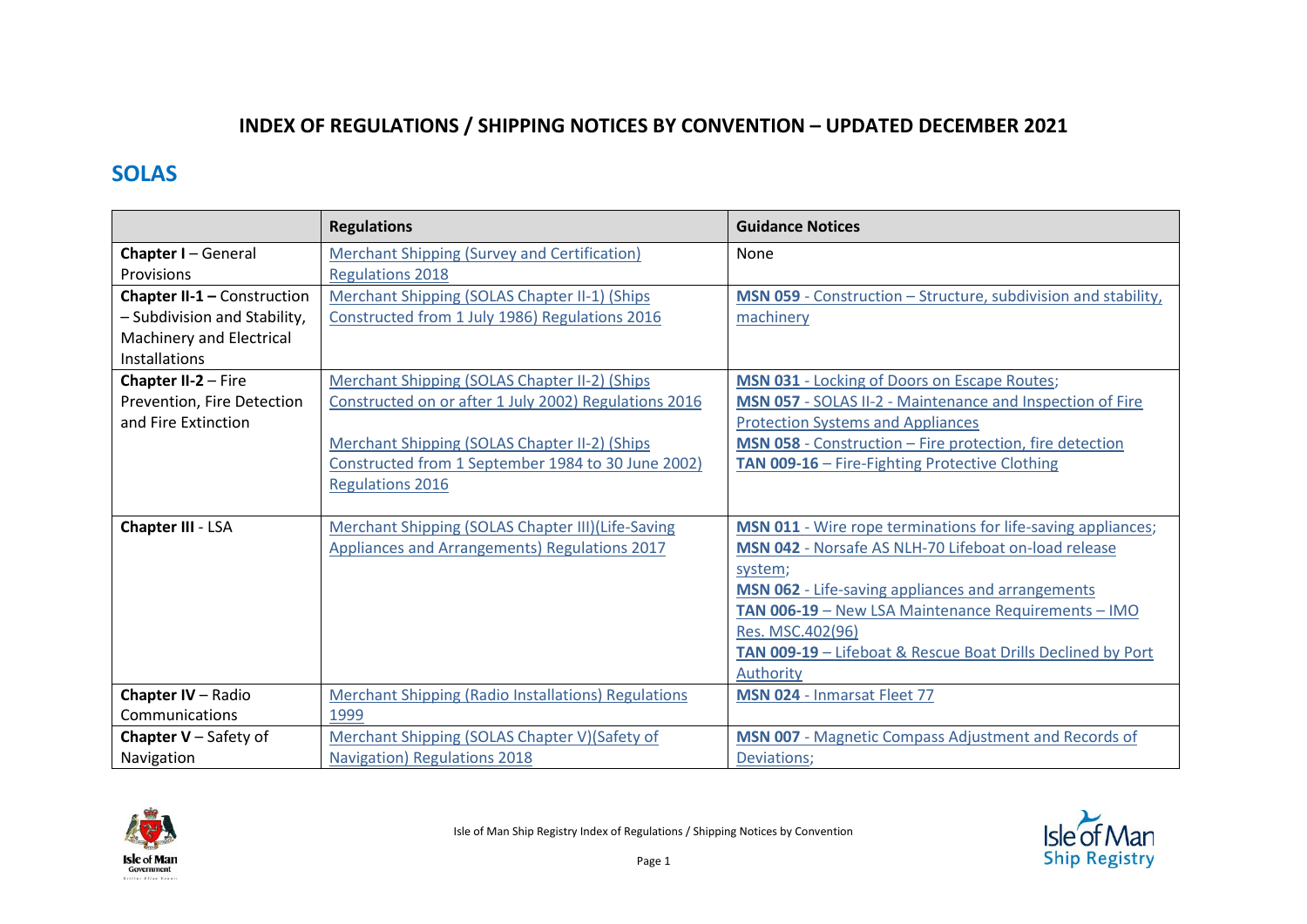# INDEX OF REGULATIONS / SHIPPING NOTICES BY CONVENTION – UPDATED DECEMBER 2021

## SOLAS

| | **Regulations** | **Guidance Notices** |
|---|---|---|
| **Chapter I** – General Provisions | Merchant Shipping (Survey and Certification) Regulations 2018 | None |
| **Chapter II-1 –** Construction – Subdivision and Stability, Machinery and Electrical Installations | Merchant Shipping (SOLAS Chapter II-1) (Ships Constructed from 1 July 1986) Regulations 2016 | **MSN 059** - Construction – Structure, subdivision and stability, machinery |
| **Chapter II-2** – Fire Prevention, Fire Detection and Fire Extinction | Merchant Shipping (SOLAS Chapter II-2) (Ships Constructed on or after 1 July 2002) Regulations 2016<br><br>Merchant Shipping (SOLAS Chapter II-2) (Ships Constructed from 1 September 1984 to 30 June 2002) Regulations 2016 | **MSN 031** - Locking of Doors on Escape Routes;<br>**MSN 057** - SOLAS II-2 - Maintenance and Inspection of Fire Protection Systems and Appliances<br>**MSN 058** - Construction – Fire protection, fire detection<br>**TAN 009-16** – Fire-Fighting Protective Clothing |
| **Chapter III** - LSA | Merchant Shipping (SOLAS Chapter III)(Life-Saving Appliances and Arrangements) Regulations 2017 | **MSN 011** - Wire rope terminations for life-saving appliances;<br>**MSN 042** - Norsafe AS NLH-70 Lifeboat on-load release system;<br>**MSN 062** - Life-saving appliances and arrangements<br>**TAN 006-19** – New LSA Maintenance Requirements – IMO Res. MSC.402(96)<br>**TAN 009-19** – Lifeboat & Rescue Boat Drills Declined by Port Authority |
| **Chapter IV** – Radio Communications | Merchant Shipping (Radio Installations) Regulations 1999 | **MSN 024** - Inmarsat Fleet 77 |
| **Chapter V** – Safety of Navigation | Merchant Shipping (SOLAS Chapter V)(Safety of Navigation) Regulations 2018 | **MSN 007** - Magnetic Compass Adjustment and Records of Deviations; |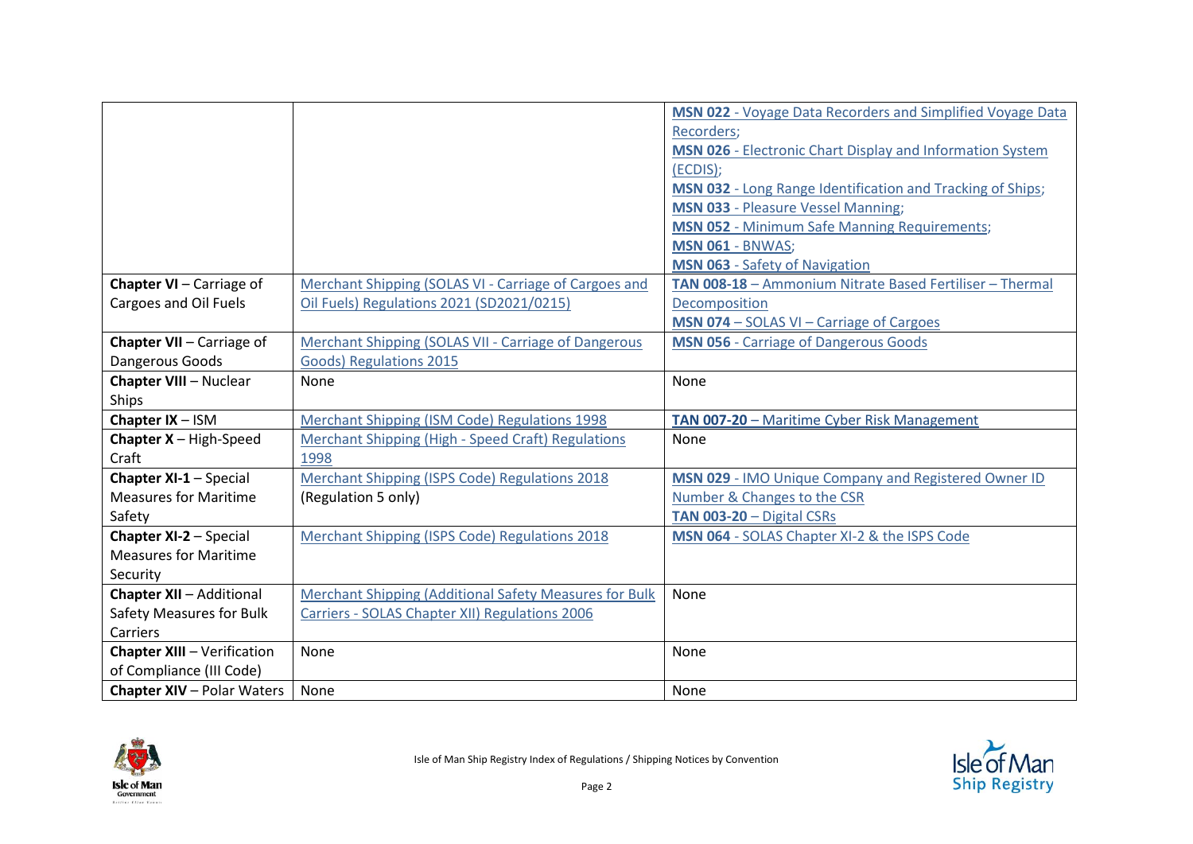| | | |
|---|---|---|
| | | **MSN 022** - Voyage Data Recorders and Simplified Voyage Data Recorders; **MSN 026** - Electronic Chart Display and Information System (ECDIS); **MSN 032** - Long Range Identification and Tracking of Ships; **MSN 033** - Pleasure Vessel Manning; **MSN 052** - Minimum Safe Manning Requirements; **MSN 061** - BNWAS; **MSN 063** - Safety of Navigation |
| **Chapter VI** – Carriage of Cargoes and Oil Fuels | Merchant Shipping (SOLAS VI - Carriage of Cargoes and Oil Fuels) Regulations 2021 (SD2021/0215) | **TAN 008-18** – Ammonium Nitrate Based Fertiliser – Thermal Decomposition **MSN 074** – SOLAS VI – Carriage of Cargoes |
| **Chapter VII** – Carriage of Dangerous Goods | Merchant Shipping (SOLAS VII - Carriage of Dangerous Goods) Regulations 2015 | **MSN 056** - Carriage of Dangerous Goods |
| **Chapter VIII** – Nuclear Ships | None | None |
| **Chapter IX** – ISM | Merchant Shipping (ISM Code) Regulations 1998 | **TAN 007-20** – Maritime Cyber Risk Management |
| **Chapter X** – High-Speed Craft | Merchant Shipping (High - Speed Craft) Regulations 1998 | None |
| **Chapter XI-1** – Special Measures for Maritime Safety | Merchant Shipping (ISPS Code) Regulations 2018 (Regulation 5 only) | **MSN 029** - IMO Unique Company and Registered Owner ID Number & Changes to the CSR **TAN 003-20** – Digital CSRs |
| **Chapter XI-2** – Special Measures for Maritime Security | Merchant Shipping (ISPS Code) Regulations 2018 | **MSN 064** - SOLAS Chapter XI-2 & the ISPS Code |
| **Chapter XII** – Additional Safety Measures for Bulk Carriers | Merchant Shipping (Additional Safety Measures for Bulk Carriers - SOLAS Chapter XII) Regulations 2006 | None |
| **Chapter XIII** – Verification of Compliance (III Code) | None | None |
| **Chapter XIV** – Polar Waters | None | None |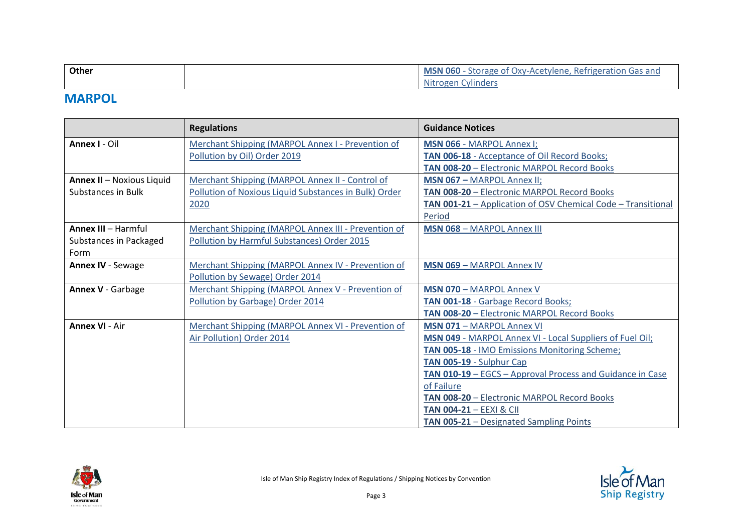| Other | | **MSN 060** - Storage of Oxy-Acetylene, Refrigeration Gas and Nitrogen Cylinders |
|---|---|---|

## MARPOL

| | Regulations | Guidance Notices |
|---|---|---|
| **Annex I** - Oil | Merchant Shipping (MARPOL Annex I - Prevention of Pollution by Oil) Order 2019 | **MSN 066** - MARPOL Annex I;<br>**TAN 006-18** - Acceptance of Oil Record Books;<br>**TAN 008-20** – Electronic MARPOL Record Books |
| **Annex II** – Noxious Liquid Substances in Bulk | Merchant Shipping (MARPOL Annex II - Control of Pollution of Noxious Liquid Substances in Bulk) Order 2020 | **MSN 067 –** MARPOL Annex II;<br>**TAN 008-20** – Electronic MARPOL Record Books<br>**TAN 001-21** – Application of OSV Chemical Code – Transitional Period |
| **Annex III** – Harmful Substances in Packaged Form | Merchant Shipping (MARPOL Annex III - Prevention of Pollution by Harmful Substances) Order 2015 | **MSN 068** – MARPOL Annex III |
| **Annex IV** - Sewage | Merchant Shipping (MARPOL Annex IV - Prevention of Pollution by Sewage) Order 2014 | **MSN 069** – MARPOL Annex IV |
| **Annex V** - Garbage | Merchant Shipping (MARPOL Annex V - Prevention of Pollution by Garbage) Order 2014 | **MSN 070** – MARPOL Annex V<br>**TAN 001-18** - Garbage Record Books;<br>**TAN 008-20** – Electronic MARPOL Record Books |
| **Annex VI** - Air | Merchant Shipping (MARPOL Annex VI - Prevention of Air Pollution) Order 2014 | **MSN 071** – MARPOL Annex VI<br>**MSN 049** - MARPOL Annex VI - Local Suppliers of Fuel Oil;<br>**TAN 005-18** - IMO Emissions Monitoring Scheme;<br>**TAN 005-19** - Sulphur Cap<br>**TAN 010-19** – EGCS – Approval Process and Guidance in Case of Failure<br>**TAN 008-20** – Electronic MARPOL Record Books<br>**TAN 004-21** – EEXI & CII<br>**TAN 005-21** – Designated Sampling Points |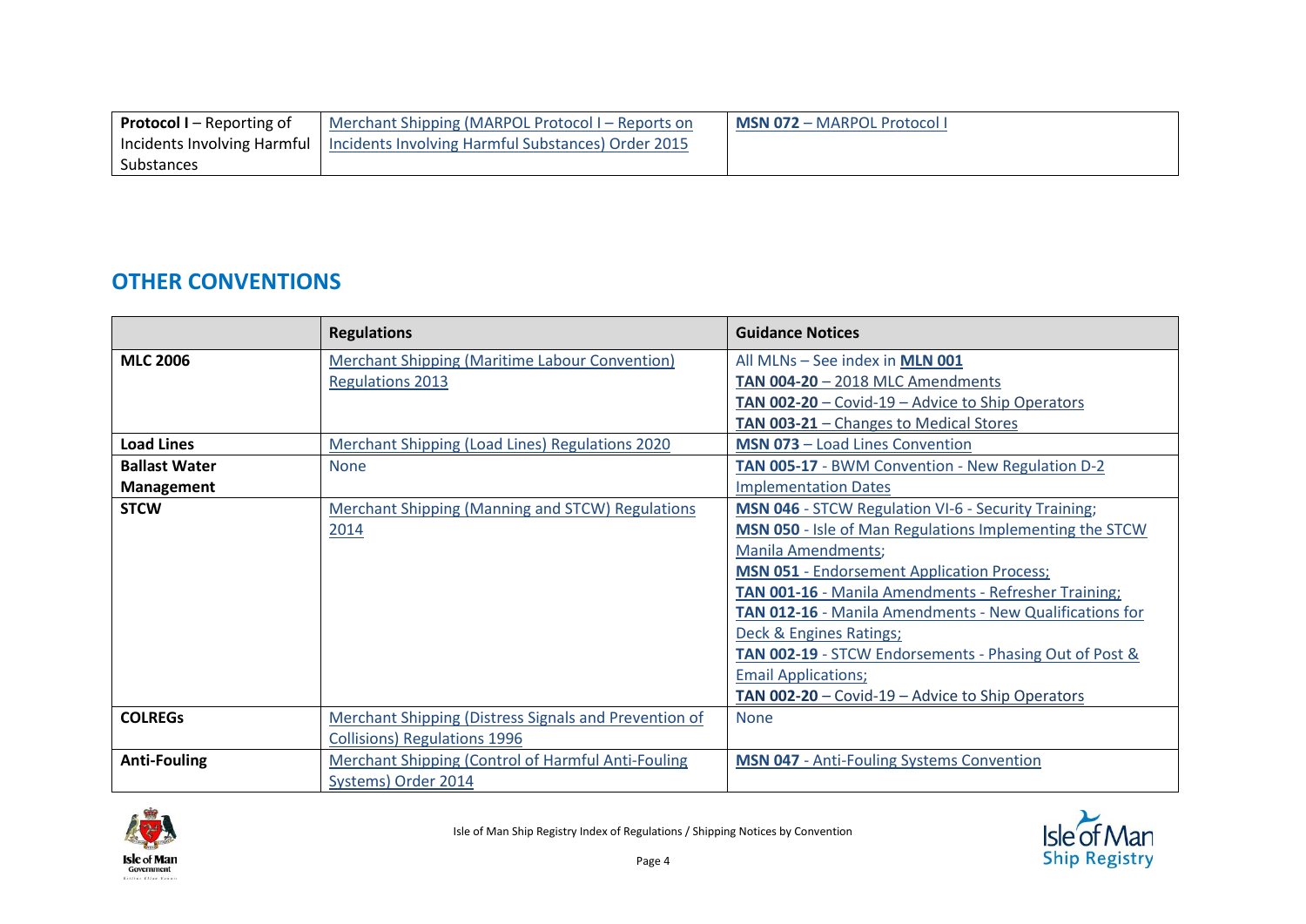| | | |
|---|---|---|
| **Protocol I** – Reporting of Incidents Involving Harmful Substances | Merchant Shipping (MARPOL Protocol I – Reports on Incidents Involving Harmful Substances) Order 2015 | **MSN 072** – MARPOL Protocol I |

## OTHER CONVENTIONS

| | Regulations | Guidance Notices |
|---|---|---|
| **MLC 2006** | Merchant Shipping (Maritime Labour Convention) Regulations 2013 | All MLNs – See index in **MLN 001**<br>**TAN 004-20** – 2018 MLC Amendments<br>**TAN 002-20** – Covid-19 – Advice to Ship Operators<br>**TAN 003-21** – Changes to Medical Stores |
| **Load Lines** | Merchant Shipping (Load Lines) Regulations 2020 | **MSN 073** – Load Lines Convention |
| **Ballast Water Management** | None | **TAN 005-17** - BWM Convention - New Regulation D-2 Implementation Dates |
| **STCW** | Merchant Shipping (Manning and STCW) Regulations 2014 | **MSN 046** - STCW Regulation VI-6 - Security Training;<br>**MSN 050** - Isle of Man Regulations Implementing the STCW Manila Amendments;<br>**MSN 051** - Endorsement Application Process;<br>**TAN 001-16** - Manila Amendments - Refresher Training;<br>**TAN 012-16** - Manila Amendments - New Qualifications for Deck & Engines Ratings;<br>**TAN 002-19** - STCW Endorsements - Phasing Out of Post & Email Applications;<br>**TAN 002-20** – Covid-19 – Advice to Ship Operators |
| **COLREGs** | Merchant Shipping (Distress Signals and Prevention of Collisions) Regulations 1996 | None |
| **Anti-Fouling** | Merchant Shipping (Control of Harmful Anti-Fouling Systems) Order 2014 | **MSN 047** - Anti-Fouling Systems Convention |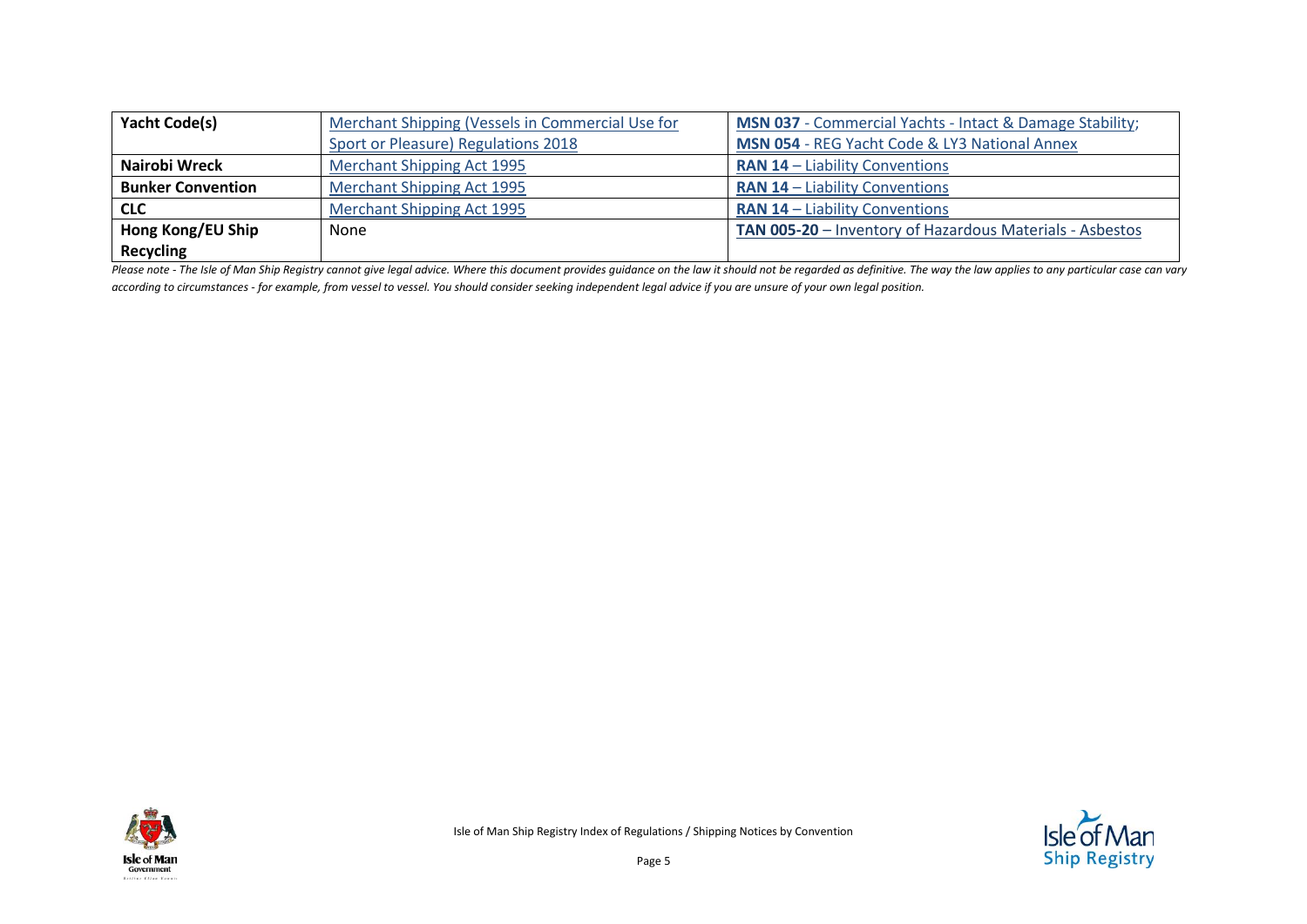| | | |
|---|---|---|
| **Yacht Code(s)** | Merchant Shipping (Vessels in Commercial Use for Sport or Pleasure) Regulations 2018 | **MSN 037** - Commercial Yachts - Intact & Damage Stability; **MSN 054** - REG Yacht Code & LY3 National Annex |
| **Nairobi Wreck** | Merchant Shipping Act 1995 | **RAN 14** – Liability Conventions |
| **Bunker Convention** | Merchant Shipping Act 1995 | **RAN 14** – Liability Conventions |
| **CLC** | Merchant Shipping Act 1995 | **RAN 14** – Liability Conventions |
| **Hong Kong/EU Ship Recycling** | None | **TAN 005-20** – Inventory of Hazardous Materials - Asbestos |

*Please note - The Isle of Man Ship Registry cannot give legal advice. Where this document provides guidance on the law it should not be regarded as definitive. The way the law applies to any particular case can vary according to circumstances - for example, from vessel to vessel. You should consider seeking independent legal advice if you are unsure of your own legal position.*